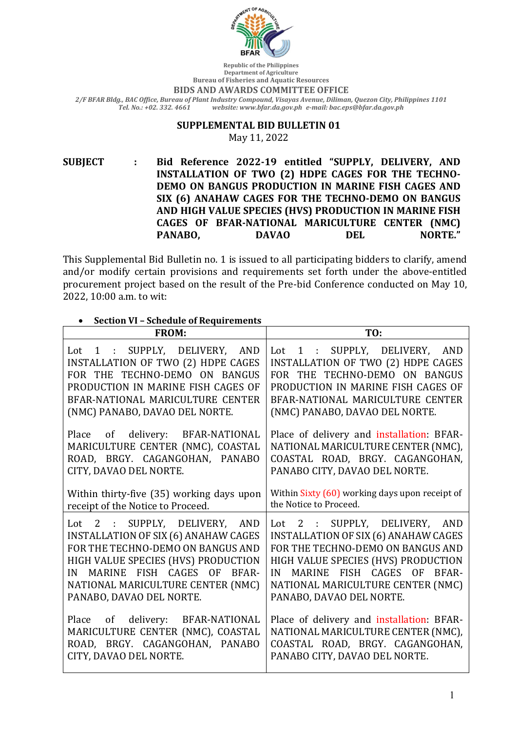Republic of the Philippines
Department of Agriculture
Bureau of Fisheries and Aquatic Resources

**BIDS AND AWARDS COMMITTEE OFFICE**

*2/F BFAR Bldg., BAC Office, Bureau of Plant Industry Compound, Visayas Avenue, Diliman, Quezon City, Philippines 1101*
*Tel. No.: +02. 332. 4661 website: www.bfar.da.gov.ph e-mail: bac.eps@bfar.da.gov.ph*

**SUPPLEMENTAL BID BULLETIN 01**

May 11, 2022

**SUBJECT : Bid Reference 2022-19 entitled "SUPPLY, DELIVERY, AND INSTALLATION OF TWO (2) HDPE CAGES FOR THE TECHNO-DEMO ON BANGUS PRODUCTION IN MARINE FISH CAGES AND SIX (6) ANAHAW CAGES FOR THE TECHNO-DEMO ON BANGUS AND HIGH VALUE SPECIES (HVS) PRODUCTION IN MARINE FISH CAGES OF BFAR-NATIONAL MARICULTURE CENTER (NMC) PANABO, DAVAO DEL NORTE."**

This Supplemental Bid Bulletin no. 1 is issued to all participating bidders to clarify, amend and/or modify certain provisions and requirements set forth under the above-entitled procurement project based on the result of the Pre-bid Conference conducted on May 10, 2022, 10:00 a.m. to wit:

- **Section VI – Schedule of Requirements**

| FROM: | TO: |
|---|---|
| Lot 1 : SUPPLY, DELIVERY, AND INSTALLATION OF TWO (2) HDPE CAGES FOR THE TECHNO-DEMO ON BANGUS PRODUCTION IN MARINE FISH CAGES OF BFAR-NATIONAL MARICULTURE CENTER (NMC) PANABO, DAVAO DEL NORTE.<br><br>Place of delivery: BFAR-NATIONAL MARICULTURE CENTER (NMC), COASTAL ROAD, BRGY. CAGANGOHAN, PANABO CITY, DAVAO DEL NORTE.<br><br>Within thirty-five (35) working days upon receipt of the Notice to Proceed. | Lot 1 : SUPPLY, DELIVERY, AND INSTALLATION OF TWO (2) HDPE CAGES FOR THE TECHNO-DEMO ON BANGUS PRODUCTION IN MARINE FISH CAGES OF BFAR-NATIONAL MARICULTURE CENTER (NMC) PANABO, DAVAO DEL NORTE.<br><br>Place of delivery and installation: BFAR-NATIONAL MARICULTURE CENTER (NMC), COASTAL ROAD, BRGY. CAGANGOHAN, PANABO CITY, DAVAO DEL NORTE.<br><br>Within Sixty (60) working days upon receipt of the Notice to Proceed. |
| Lot 2 : SUPPLY, DELIVERY, AND INSTALLATION OF SIX (6) ANAHAW CAGES FOR THE TECHNO-DEMO ON BANGUS AND HIGH VALUE SPECIES (HVS) PRODUCTION IN MARINE FISH CAGES OF BFAR-NATIONAL MARICULTURE CENTER (NMC) PANABO, DAVAO DEL NORTE.<br><br>Place of delivery: BFAR-NATIONAL MARICULTURE CENTER (NMC), COASTAL ROAD, BRGY. CAGANGOHAN, PANABO CITY, DAVAO DEL NORTE. | Lot 2 : SUPPLY, DELIVERY, AND INSTALLATION OF SIX (6) ANAHAW CAGES FOR THE TECHNO-DEMO ON BANGUS AND HIGH VALUE SPECIES (HVS) PRODUCTION IN MARINE FISH CAGES OF BFAR-NATIONAL MARICULTURE CENTER (NMC) PANABO, DAVAO DEL NORTE.<br><br>Place of delivery and installation: BFAR-NATIONAL MARICULTURE CENTER (NMC), COASTAL ROAD, BRGY. CAGANGOHAN, PANABO CITY, DAVAO DEL NORTE. |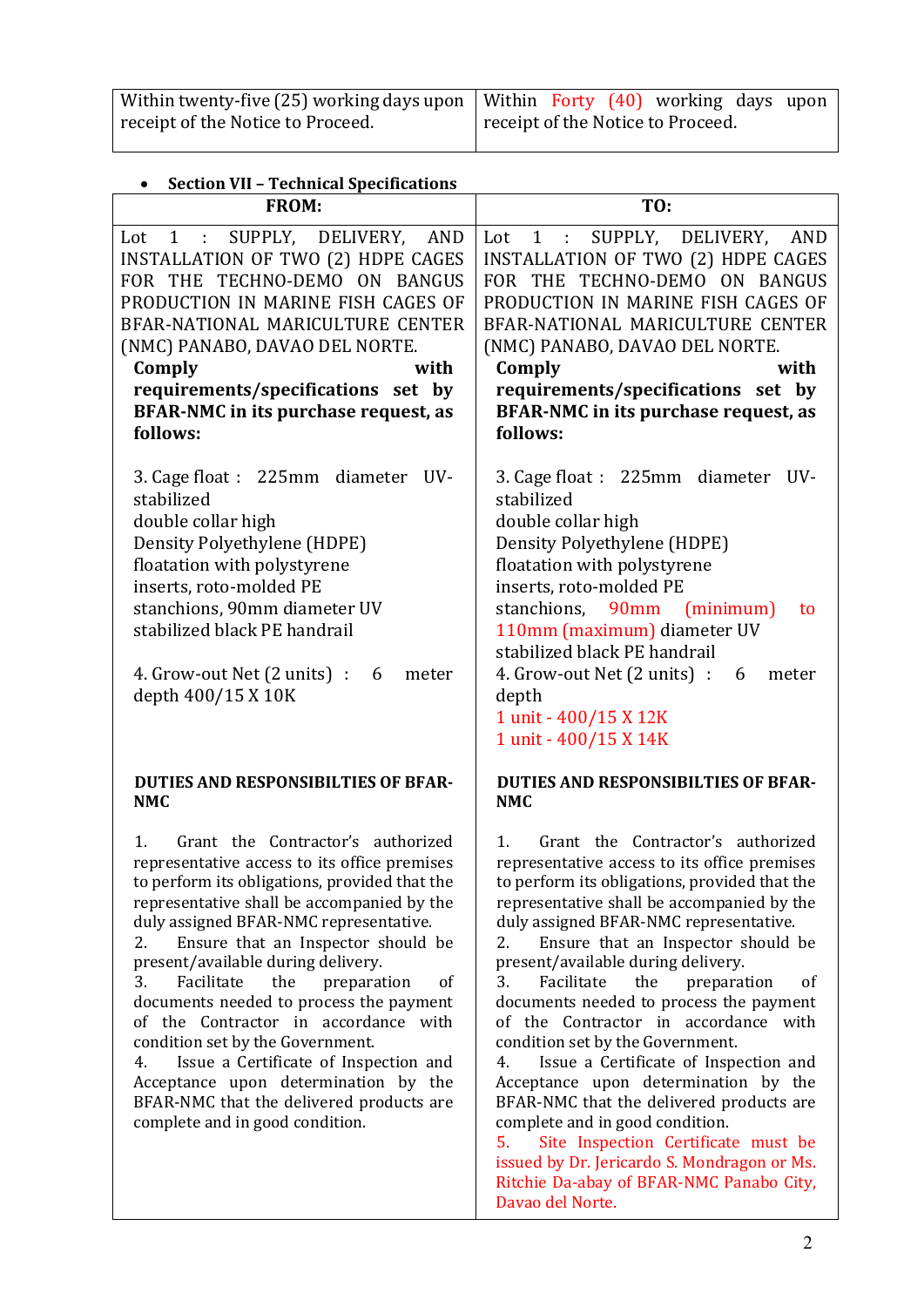| | |
|---|---|
| Within twenty-five (25) working days upon receipt of the Notice to Proceed. | Within Forty (40) working days upon receipt of the Notice to Proceed. |

- **Section VII – Technical Specifications**

| FROM: | TO: |
|---|---|
| Lot 1 : SUPPLY, DELIVERY, AND INSTALLATION OF TWO (2) HDPE CAGES FOR THE TECHNO-DEMO ON BANGUS PRODUCTION IN MARINE FISH CAGES OF BFAR-NATIONAL MARICULTURE CENTER (NMC) PANABO, DAVAO DEL NORTE.<br>**Comply with requirements/specifications set by BFAR-NMC in its purchase request, as follows:**<br><br>3. Cage float : 225mm diameter UV-stabilized double collar high Density Polyethylene (HDPE) floatation with polystyrene inserts, roto-molded PE stanchions, 90mm diameter UV stabilized black PE handrail<br><br>4. Grow-out Net (2 units) : 6 meter depth 400/15 X 10K<br><br>**DUTIES AND RESPONSIBILTIES OF BFAR-NMC**<br><br>1. Grant the Contractor's authorized representative access to its office premises to perform its obligations, provided that the representative shall be accompanied by the duly assigned BFAR-NMC representative.<br>2. Ensure that an Inspector should be present/available during delivery.<br>3. Facilitate the preparation of documents needed to process the payment of the Contractor in accordance with condition set by the Government.<br>4. Issue a Certificate of Inspection and Acceptance upon determination by the BFAR-NMC that the delivered products are complete and in good condition. | Lot 1 : SUPPLY, DELIVERY, AND INSTALLATION OF TWO (2) HDPE CAGES FOR THE TECHNO-DEMO ON BANGUS PRODUCTION IN MARINE FISH CAGES OF BFAR-NATIONAL MARICULTURE CENTER (NMC) PANABO, DAVAO DEL NORTE.<br>**Comply with requirements/specifications set by BFAR-NMC in its purchase request, as follows:**<br><br>3. Cage float : 225mm diameter UV-stabilized double collar high Density Polyethylene (HDPE) floatation with polystyrene inserts, roto-molded PE stanchions, 90mm (minimum) to 110mm (maximum) diameter UV stabilized black PE handrail<br>4. Grow-out Net (2 units) : 6 meter depth<br>1 unit - 400/15 X 12K<br>1 unit - 400/15 X 14K<br><br>**DUTIES AND RESPONSIBILTIES OF BFAR-NMC**<br><br>1. Grant the Contractor's authorized representative access to its office premises to perform its obligations, provided that the representative shall be accompanied by the duly assigned BFAR-NMC representative.<br>2. Ensure that an Inspector should be present/available during delivery.<br>3. Facilitate the preparation of documents needed to process the payment of the Contractor in accordance with condition set by the Government.<br>4. Issue a Certificate of Inspection and Acceptance upon determination by the BFAR-NMC that the delivered products are complete and in good condition.<br>5. Site Inspection Certificate must be issued by Dr. Jericardo S. Mondragon or Ms. Ritchie Da-abay of BFAR-NMC Panabo City, Davao del Norte. |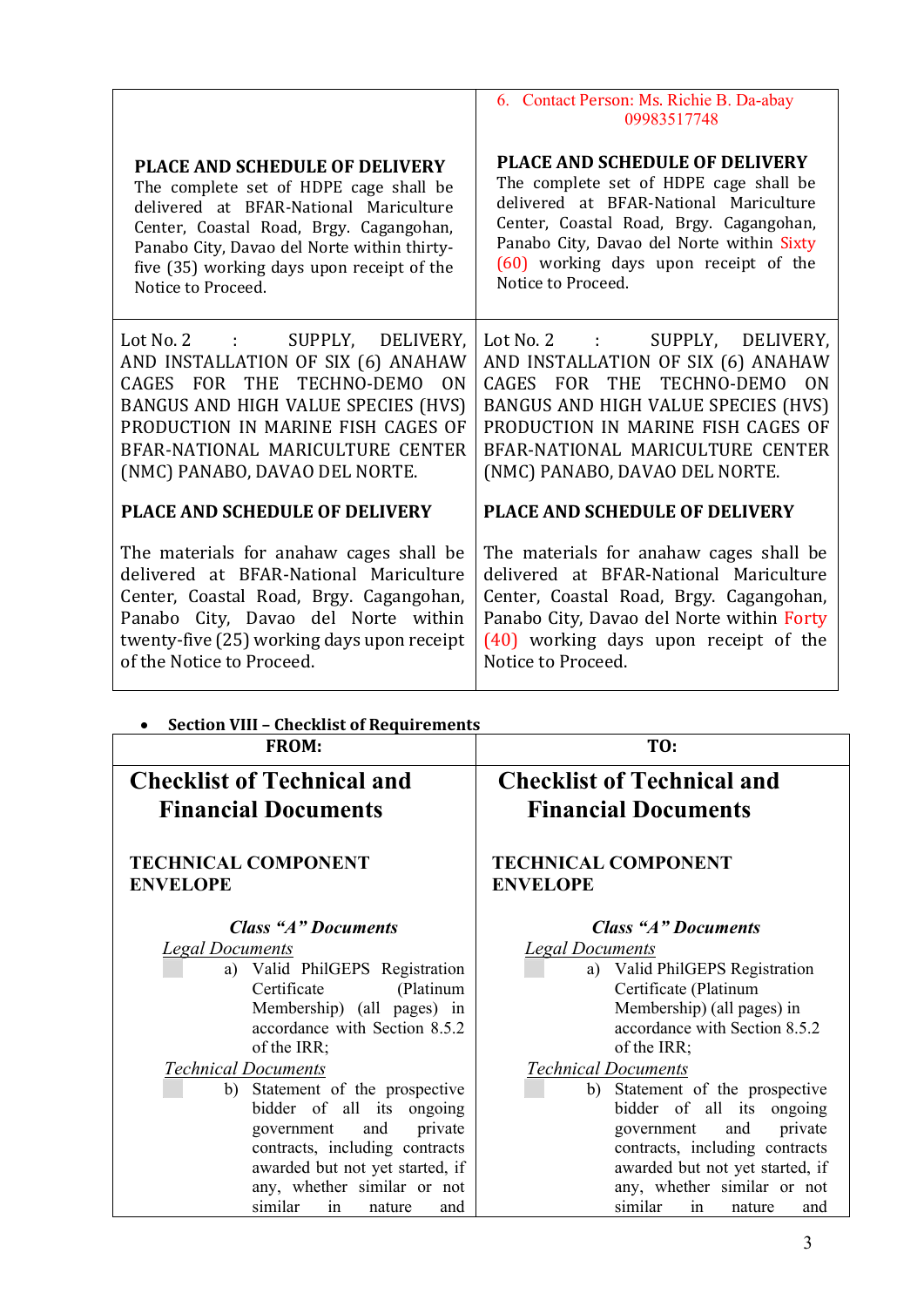| | |
|---|---|
| **PLACE AND SCHEDULE OF DELIVERY**<br>The complete set of HDPE cage shall be delivered at BFAR-National Mariculture Center, Coastal Road, Brgy. Cagangohan, Panabo City, Davao del Norte within thirty-five (35) working days upon receipt of the Notice to Proceed. | 6. Contact Person: Ms. Richie B. Da-abay 09983517748<br><br>**PLACE AND SCHEDULE OF DELIVERY**<br>The complete set of HDPE cage shall be delivered at BFAR-National Mariculture Center, Coastal Road, Brgy. Cagangohan, Panabo City, Davao del Norte within Sixty (60) working days upon receipt of the Notice to Proceed. |
| Lot No. 2 : SUPPLY, DELIVERY, AND INSTALLATION OF SIX (6) ANAHAW CAGES FOR THE TECHNO-DEMO ON BANGUS AND HIGH VALUE SPECIES (HVS) PRODUCTION IN MARINE FISH CAGES OF BFAR-NATIONAL MARICULTURE CENTER (NMC) PANABO, DAVAO DEL NORTE.<br><br>**PLACE AND SCHEDULE OF DELIVERY**<br><br>The materials for anahaw cages shall be delivered at BFAR-National Mariculture Center, Coastal Road, Brgy. Cagangohan, Panabo City, Davao del Norte within twenty-five (25) working days upon receipt of the Notice to Proceed. | Lot No. 2 : SUPPLY, DELIVERY, AND INSTALLATION OF SIX (6) ANAHAW CAGES FOR THE TECHNO-DEMO ON BANGUS AND HIGH VALUE SPECIES (HVS) PRODUCTION IN MARINE FISH CAGES OF BFAR-NATIONAL MARICULTURE CENTER (NMC) PANABO, DAVAO DEL NORTE.<br><br>**PLACE AND SCHEDULE OF DELIVERY**<br><br>The materials for anahaw cages shall be delivered at BFAR-National Mariculture Center, Coastal Road, Brgy. Cagangohan, Panabo City, Davao del Norte within Forty (40) working days upon receipt of the Notice to Proceed. |

- **Section VIII – Checklist of Requirements**

| FROM: | TO: |
|---|---|
| **Checklist of Technical and Financial Documents**<br><br>**TECHNICAL COMPONENT ENVELOPE**<br><br>***Class "A" Documents***<br>*Legal Documents*<br>a) Valid PhilGEPS Registration Certificate (Platinum Membership) (all pages) in accordance with Section 8.5.2 of the IRR;<br>*Technical Documents*<br>b) Statement of the prospective bidder of all its ongoing government and private contracts, including contracts awarded but not yet started, if any, whether similar or not similar in nature and | **Checklist of Technical and Financial Documents**<br><br>**TECHNICAL COMPONENT ENVELOPE**<br><br>***Class "A" Documents***<br>*Legal Documents*<br>a) Valid PhilGEPS Registration Certificate (Platinum Membership) (all pages) in accordance with Section 8.5.2 of the IRR;<br>*Technical Documents*<br>b) Statement of the prospective bidder of all its ongoing government and private contracts, including contracts awarded but not yet started, if any, whether similar or not similar in nature and |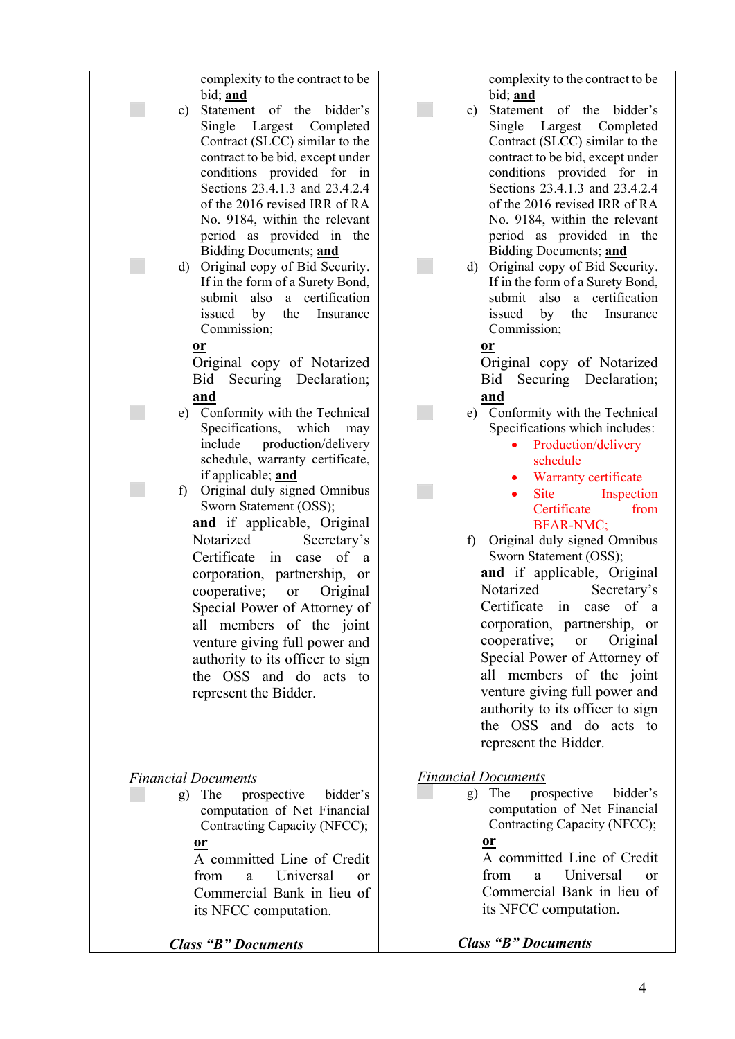| | |
|---|---|
| complexity to the contract to be bid; **and**<br><br>☐ c) Statement of the bidder's Single Largest Completed Contract (SLCC) similar to the contract to be bid, except under conditions provided for in Sections 23.4.1.3 and 23.4.2.4 of the 2016 revised IRR of RA No. 9184, within the relevant period as provided in the Bidding Documents; **and**<br><br>☐ d) Original copy of Bid Security. If in the form of a Surety Bond, submit also a certification issued by the Insurance Commission;<br>**or**<br>Original copy of Notarized Bid Securing Declaration; **and**<br><br>☐ e) Conformity with the Technical Specifications, which may include production/delivery schedule, warranty certificate, if applicable; **and**<br><br>☐ f) Original duly signed Omnibus Sworn Statement (OSS);<br>**and** if applicable, Original Notarized Secretary's Certificate in case of a corporation, partnership, or cooperative; or Original Special Power of Attorney of all members of the joint venture giving full power and authority to its officer to sign the OSS and do acts to represent the Bidder.<br><br>*Financial Documents*<br><br>☐ g) The prospective bidder's computation of Net Financial Contracting Capacity (NFCC);<br>**or**<br>A committed Line of Credit from a Universal or Commercial Bank in lieu of its NFCC computation.<br><br>***Class "B" Documents*** | complexity to the contract to be bid; **and**<br><br>☐ c) Statement of the bidder's Single Largest Completed Contract (SLCC) similar to the contract to be bid, except under conditions provided for in Sections 23.4.1.3 and 23.4.2.4 of the 2016 revised IRR of RA No. 9184, within the relevant period as provided in the Bidding Documents; **and**<br><br>☐ d) Original copy of Bid Security. If in the form of a Surety Bond, submit also a certification issued by the Insurance Commission;<br>**or**<br>Original copy of Notarized Bid Securing Declaration; **and**<br><br>☐ e) Conformity with the Technical Specifications which includes:<br>• Production/delivery schedule<br>• Warranty certificate<br>• Site Inspection Certificate from BFAR-NMC;<br><br>☐ f) Original duly signed Omnibus Sworn Statement (OSS);<br>**and** if applicable, Original Notarized Secretary's Certificate in case of a corporation, partnership, or cooperative; or Original Special Power of Attorney of all members of the joint venture giving full power and authority to its officer to sign the OSS and do acts to represent the Bidder.<br><br>*Financial Documents*<br><br>☐ g) The prospective bidder's computation of Net Financial Contracting Capacity (NFCC);<br>**or**<br>A committed Line of Credit from a Universal or Commercial Bank in lieu of its NFCC computation.<br><br>***Class "B" Documents*** |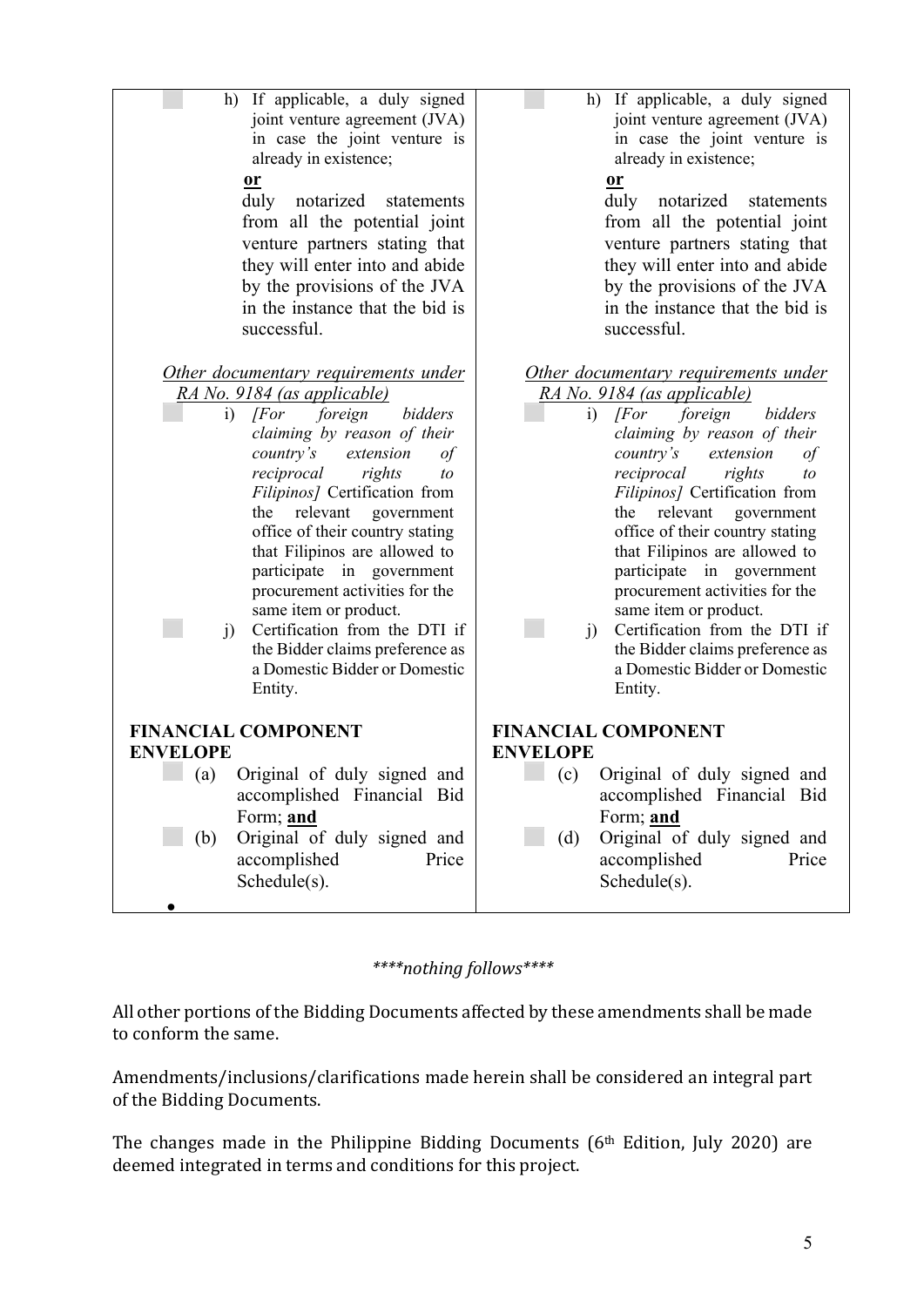| | |
|---|---|
| h) If applicable, a duly signed joint venture agreement (JVA) in case the joint venture is already in existence; **or** duly notarized statements from all the potential joint venture partners stating that they will enter into and abide by the provisions of the JVA in the instance that the bid is successful. | h) If applicable, a duly signed joint venture agreement (JVA) in case the joint venture is already in existence; **or** duly notarized statements from all the potential joint venture partners stating that they will enter into and abide by the provisions of the JVA in the instance that the bid is successful. |
| *Other documentary requirements under RA No. 9184 (as applicable)* | *Other documentary requirements under RA No. 9184 (as applicable)* |
| i) *[For foreign bidders claiming by reason of their country's extension of reciprocal rights to Filipinos]* Certification from the relevant government office of their country stating that Filipinos are allowed to participate in government procurement activities for the same item or product. | i) *[For foreign bidders claiming by reason of their country's extension of reciprocal rights to Filipinos]* Certification from the relevant government office of their country stating that Filipinos are allowed to participate in government procurement activities for the same item or product. |
| j) Certification from the DTI if the Bidder claims preference as a Domestic Bidder or Domestic Entity. | j) Certification from the DTI if the Bidder claims preference as a Domestic Bidder or Domestic Entity. |
| **FINANCIAL COMPONENT ENVELOPE** | **FINANCIAL COMPONENT ENVELOPE** |
| (a) Original of duly signed and accomplished Financial Bid Form; **and** | (c) Original of duly signed and accomplished Financial Bid Form; **and** |
| (b) Original of duly signed and accomplished Price Schedule(s). | (d) Original of duly signed and accomplished Price Schedule(s). |

*\*\*\*\*nothing follows\*\*\*\**

All other portions of the Bidding Documents affected by these amendments shall be made to conform the same.

Amendments/inclusions/clarifications made herein shall be considered an integral part of the Bidding Documents.

The changes made in the Philippine Bidding Documents (6th Edition, July 2020) are deemed integrated in terms and conditions for this project.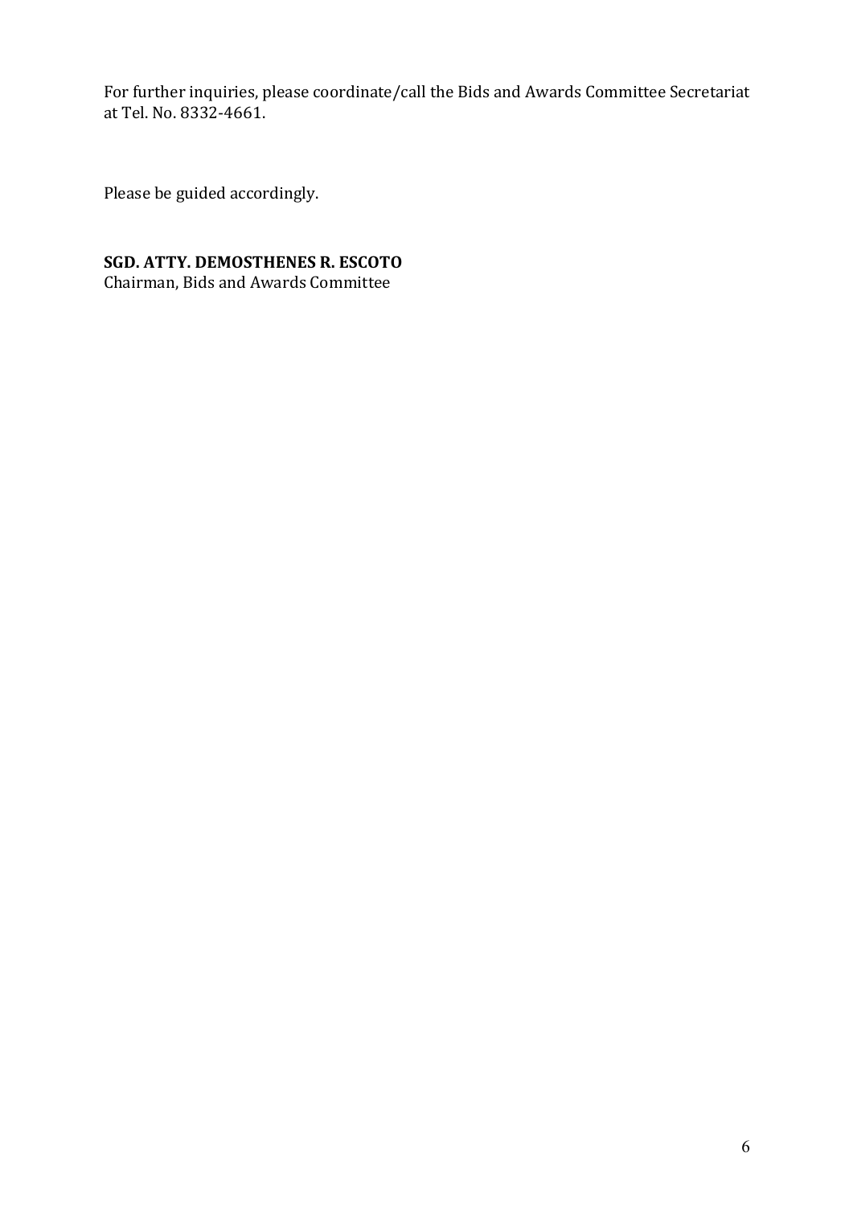For further inquiries, please coordinate/call the Bids and Awards Committee Secretariat at Tel. No. 8332-4661.

Please be guided accordingly.

**SGD. ATTY. DEMOSTHENES R. ESCOTO**
Chairman, Bids and Awards Committee